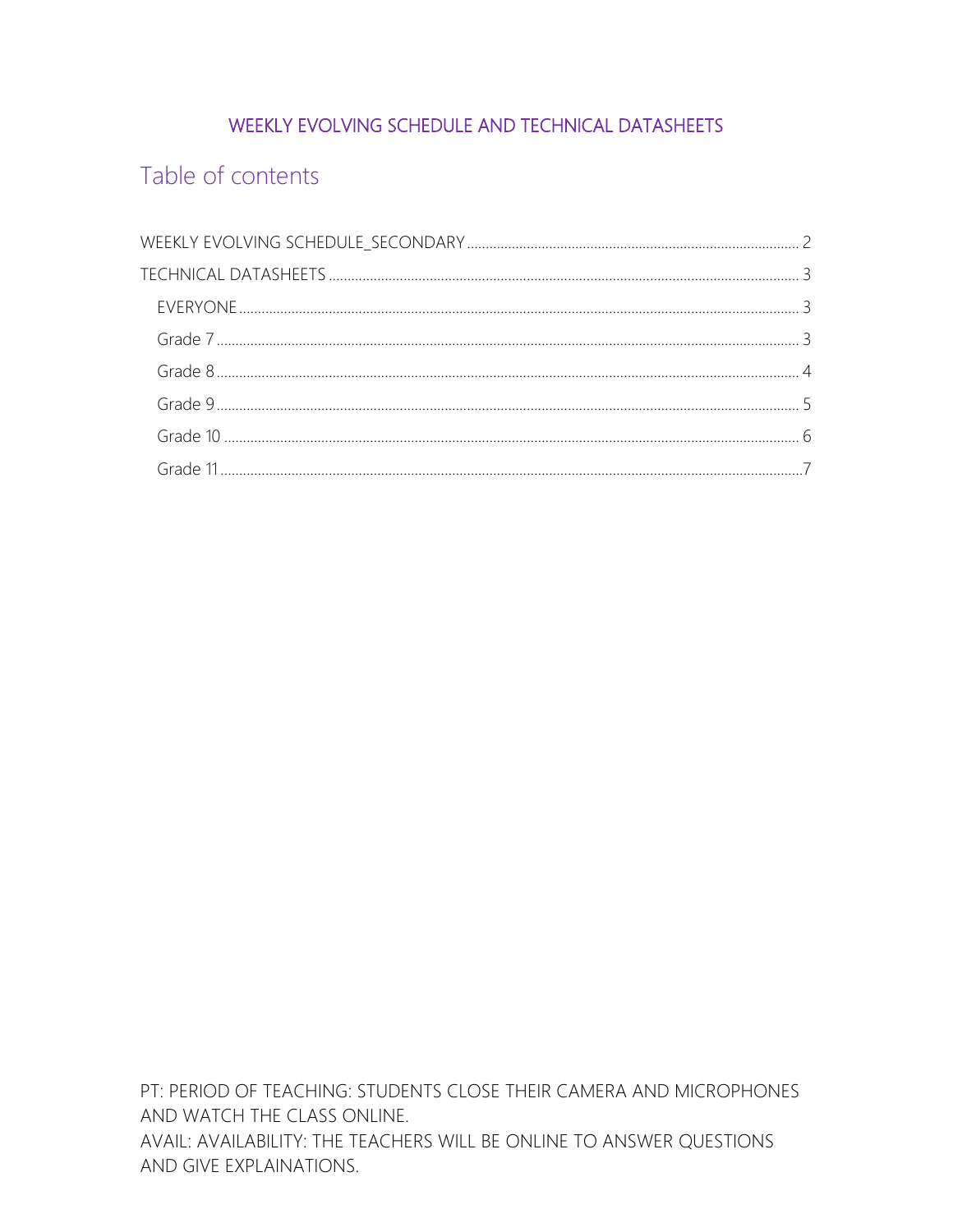# WEEKLY EVOLVING SCHEDULE AND TECHNICAL DATASHEETS

## Table of contents

WEEKLY EVOLVING SCHEDULE_SECONDARY ........ 2

TECHNICAL DATASHEETS ........ 3

- EVERYONE ........ 3
- Grade 7 ........ 3
- Grade 8 ........ 4
- Grade 9 ........ 5
- Grade 10 ........ 6
- Grade 11 ........ 7

PT: PERIOD OF TEACHING: STUDENTS CLOSE THEIR CAMERA AND MICROPHONES AND WATCH THE CLASS ONLINE.
AVAIL: AVAILABILITY: THE TEACHERS WILL BE ONLINE TO ANSWER QUESTIONS AND GIVE EXPLAINATIONS.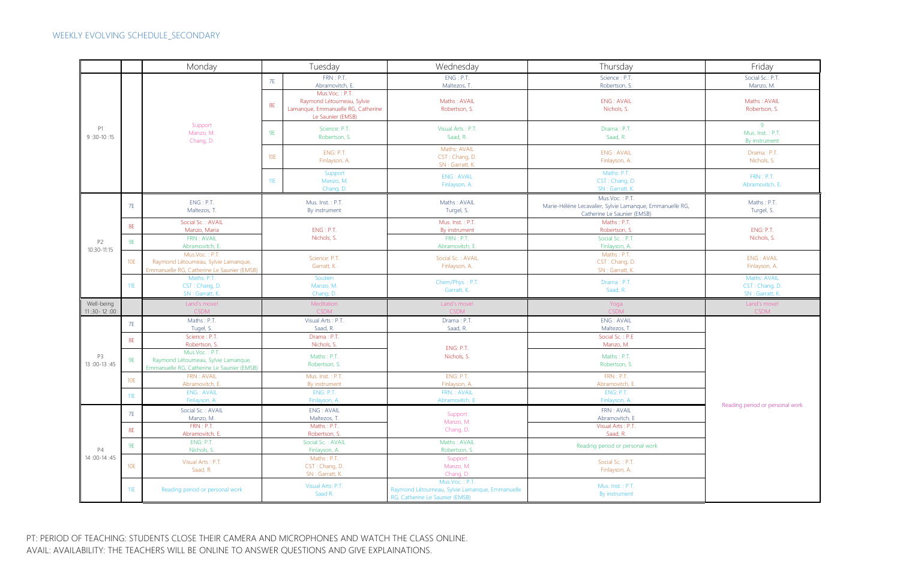WEEKLY EVOLVING SCHEDULE_SECONDARY

| | | Monday | Tuesday | Wednesday | Thursday | Friday |
|---|---|---|---|---|---|---|
| P1 9 :30-10 :15 | 7E | Support Manzo, M. Chang, D. | FRN : P.T. Abramovitch, E. | ENG : P.T. Maltezos, T. | Science : P.T. Robertson, S. | Social Sc.: P.T. Manzo, M. |
| | 8E | | Mus.Voc. : P.T. Raymond Létourneau, Sylvie Lamanque, Emmanuelle RG, Catherine Le Saunier (EMSB) | Maths : AVAIL Robertson, S. | ENG : AVAIL Nichols, S. | Maths : AVAIL Robertson, S. |
| | 9E | | Science: P.T. Robertson, S. | Visual Arts : P.T. Saad, R. | Drama : P.T. Saad, R. | 9 Mus. Inst. : P.T. By instrument |
| | 10E | | ENG: P.T. Finlayson, A. | Maths: AVAIL CST : Chang, D. SN : Garratt, K. | ENG : AVAIL Finlayson, A. | Drama : P.T. Nichols, S. |
| | 11E | | Support Manzo, M. Chang, D. | ENG : AVAIL Finlayson, A. | Maths: P.T. CST : Chang, D. SN : Garratt, K. | FRN : P.T. Abramovitch, E. |
| P2 10:30-11:15 | 7E | ENG : P.T. Maltezos, T. | Mus. Inst. : P.T. By instrument | Maths : AVAIL Turgel, S. | Mus.Voc. : P.T. Marie-Hélène Lecavalier, Sylvie Lamanque, Emmanuelle RG, Catherine Le Saunier (EMSB) | Maths : P.T. Turgel, S. |
| | 8E | Social Sc. : AVAIL Manzo, Maria | ENG : P.T. Nichols, S. | Mus. Inst. : P.T. By instrument | Maths : P.T. Robertson, S. | ENG: P.T. Nichols, S. |
| | 9E | FRN : AVAIL Abramovitch, E. | | FRN : P.T. Abramovitch, E. | Social Sc. : P.T. Finlayson, A. | |
| | 10E | Mus.Voc. : P.T. Raymond Létourneau, Sylvie Lamanque, Emmanuelle RG, Catherine Le Saunier (EMSB) | Science: P.T. Garratt, K. | Social Sc. : AVAIL Finlayson, A. | Maths : P.T. CST : Chang, D. SN : Garratt, K. | ENG : AVAIL Finlayson, A. |
| | 11E | Maths: P.T. CST : Chang, D. SN : Garratt, K. | Soutien Manzo, M. Chang, D. | Chem/Phys. : P.T. Garratt, K. | Drama : P.T. Saad, R. | Maths: AVAIL CST : Chang, D. SN : Garratt, K. |
| Well-being 11:30- 12 :00 | | Land's move! CSDM | Meditation CSDM | Land's move! CSDM | Yoga CSDM | Land's move! CSDM |
| P3 13 :00-13 :45 | 7E | Maths : P.T. Tugel, S. | Visual Arts : P.T. Saad, R. | Drama : P.T. Saad, R. | ENG : AVAIL Maltezos, T. | Reading period or personal work |
| | 8E | Science : P.T. Robertson, S. | Drama : P.T. Nichols, S. | ENG: P.T. Nichols, S. | Social Sc. : P.E Manzo, M. | |
| | 9E | Mus.Voc. : P.T. Raymond Létourneau, Sylvie Lamanque, Emmanuelle RG, Catherine Le Saunier (EMSB) | Maths : P.T. Robertson, S. | | Maths : P.T. Robertson, S. | |
| | 10E | FRN : AVAIL Abramovitch, E. | Mus. Inst. : P.T. By instrument | ENG: P.T. Finlayson, A. | FRN : P.T. Abramovitch, E. | |
| | 11E | ENG : AVAIL Finlayson, A. | ENG: P.T. Finlayson, A. | FRN. : AVAIL Abramovitch, E. | ENG: P.T. Finlayson, A. | |
| P4 14 :00-14 :45 | 7E | Social Sc. : AVAIL Manzo, M. | ENG : AVAIL Maltezos, T. | Support Manzo, M. Chang, D. | FRN : AVAIL Abramovitch, E | |
| | 8E | FRN : P.T. Abramovitch, E. | Maths : P.T. Robertson, S. | | Visual Arts : P.T. Saad, R. | |
| | 9E | ENG: P.T. Nichols, S. | Social Sc. : AVAIL Finlayson, A. | Maths : AVAIL Robertson, S. | Reading period or personal work | |
| | 10E | Visual Arts : P.T. Saad, R. | Maths : P.T. CST : Chang, D. SN : Garratt, K. | Support Manzo, M. Chang, D. | Social Sc. : P.T. Finlayson, A. | |
| | 11E | Reading period or personal work | Visual Arts: P.T. Saad R. | Mus.Voc. : P.T. Raymond Létourneau, Sylvie Lamanque, Emmanuelle RG, Catherine Le Saunier (EMSB) | Mus. Inst. : P.T. By instrument | |

PT: PERIOD OF TEACHING: STUDENTS CLOSE THEIR CAMERA AND MICROPHONES AND WATCH THE CLASS ONLINE.
AVAIL: AVAILABILITY: THE TEACHERS WILL BE ONLINE TO ANSWER QUESTIONS AND GIVE EXPLAINATIONS.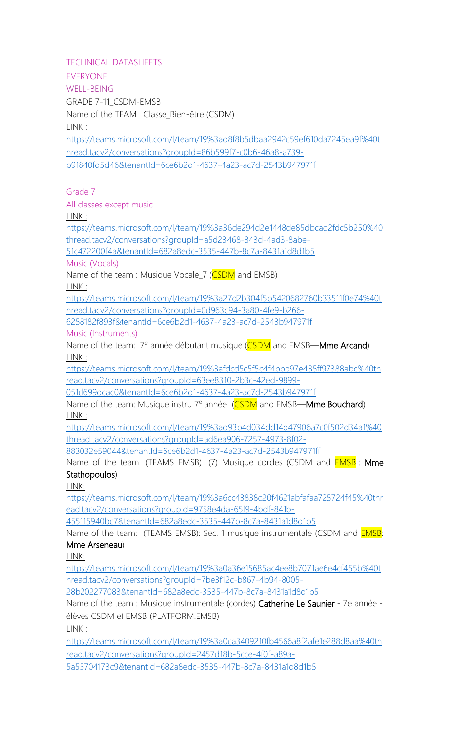TECHNICAL DATASHEETS

EVERYONE

WELL-BEING

GRADE 7-11_CSDM-EMSB

Name of the TEAM : Classe_Bien-être (CSDM)

LINK :

https://teams.microsoft.com/l/team/19%3ad8f8b5dbaa2942c59ef610da7245ea9f%40thread.tacv2/conversations?groupId=86b599f7-c0b6-46a8-a739-b91840fd5d46&tenantId=6ce6b2d1-4637-4a23-ac7d-2543b947971f

Grade 7

All classes except music

LINK :

https://teams.microsoft.com/l/team/19%3a36de294d2e1448de85dbcad2fdc5b250%40thread.tacv2/conversations?groupId=a5d23468-843d-4ad3-8abe-51c472200f4a&tenantId=682a8edc-3535-447b-8c7a-8431a1d8d1b5

Music (Vocals)

Name of the team : Musique Vocale_7 (CSDM and EMSB)

LINK :

https://teams.microsoft.com/l/team/19%3a27d2b304f5b5420682760b33511f0e74%40thread.tacv2/conversations?groupId=0d963c94-3a80-4fe9-b266-6258182f893f&tenantId=6ce6b2d1-4637-4a23-ac7d-2543b947971f

Music (Instruments)

Name of the team: 7e année débutant musique (CSDM and EMSB—**Mme Arcand**)

LINK :

https://teams.microsoft.com/l/team/19%3afdcd5c5f5c4f4bbb97e435ff97388abc%40thread.tacv2/conversations?groupId=63ee8310-2b3c-42ed-9899-051d699dcac0&tenantId=6ce6b2d1-4637-4a23-ac7d-2543b947971f

Name of the team: Musique instru 7e année (CSDM and EMSB—**Mme Bouchard**)

LINK :

https://teams.microsoft.com/l/team/19%3ad93b4d034dd14d47906a7c0f502d34a1%40thread.tacv2/conversations?groupId=ad6ea906-7257-4973-8f02-883032e59044&tenantId=6ce6b2d1-4637-4a23-ac7d-2543b947971ff

Name of the team: (TEAMS EMSB) (7) Musique cordes (CSDM and EMSB : **Mme Stathopoulos**)

LINK:

https://teams.microsoft.com/l/team/19%3a6cc43838c20f4621abfafaa725724f45%40thread.tacv2/conversations?groupId=9758e4da-65f9-4bdf-841b-455115940bc7&tenantId=682a8edc-3535-447b-8c7a-8431a1d8d1b5

Name of the team: (TEAMS EMSB): Sec. 1 musique instrumentale (CSDM and EMSB: **Mme Arseneau**)

LINK:

https://teams.microsoft.com/l/team/19%3a0a36e15685ac4ee8b7071ae6e4cf455b%40thread.tacv2/conversations?groupId=7be3f12c-b867-4b94-8005-28b202277083&tenantId=682a8edc-3535-447b-8c7a-8431a1d8d1b5

Name of the team : Musique instrumentale (cordes) **Catherine Le Saunier** - 7e année - élèves CSDM et EMSB (PLATFORM:EMSB)

LINK :

https://teams.microsoft.com/l/team/19%3a0ca3409210fb4566a8f2afe1e288d8aa%40thread.tacv2/conversations?groupId=2457d18b-5cce-4f0f-a89a-5a55704173c9&tenantId=682a8edc-3535-447b-8c7a-8431a1d8d1b5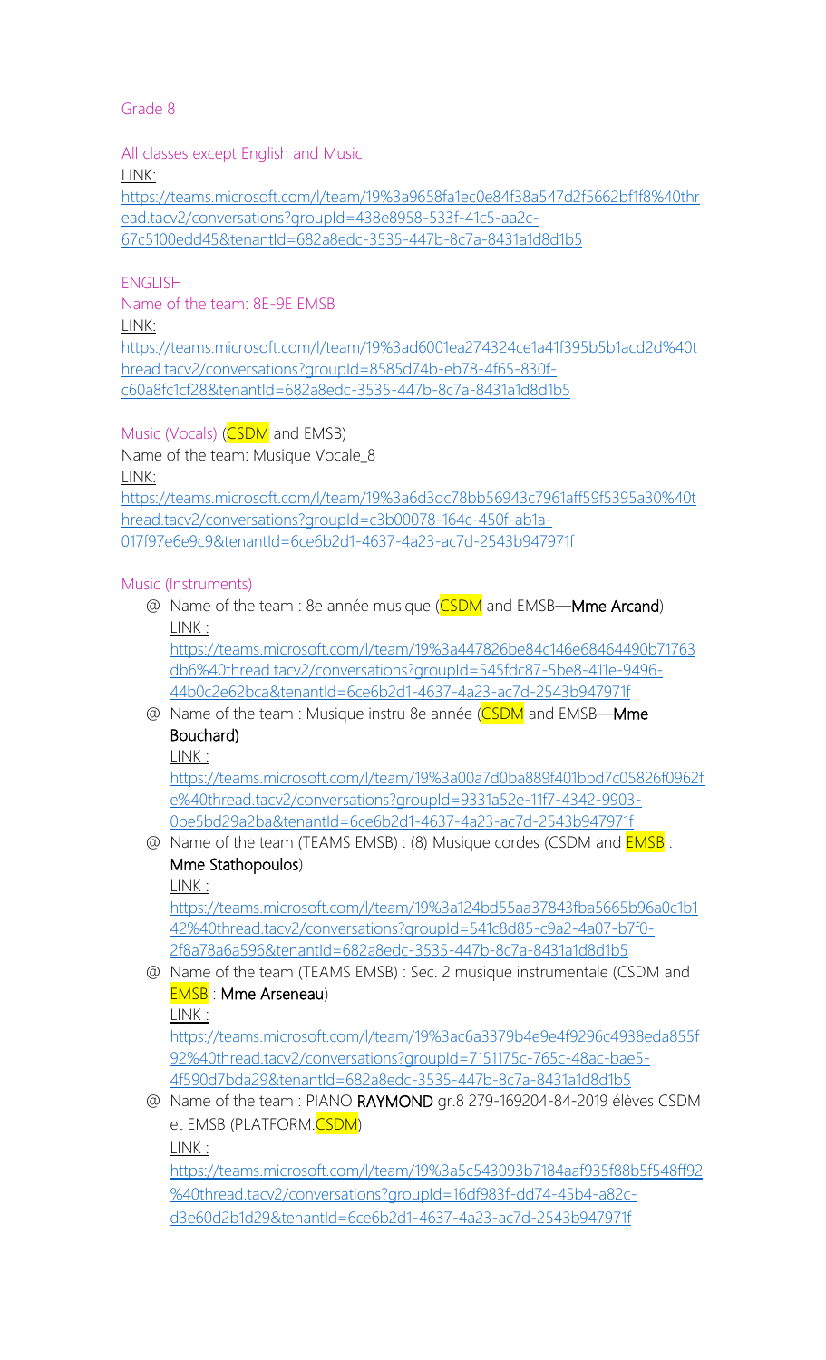## Grade 8

### All classes except English and Music

LINK:
https://teams.microsoft.com/l/team/19%3a9658fa1ec0e84f38a547d2f5662bf1f8%40thread.tacv2/conversations?groupId=438e8958-533f-41c5-aa2c-67c5100edd45&tenantId=682a8edc-3535-447b-8c7a-8431a1d8d1b5

### ENGLISH

Name of the team: 8E-9E EMSB

LINK:
https://teams.microsoft.com/l/team/19%3ad6001ea274324ce1a41f395b5b1acd2d%40thread.tacv2/conversations?groupId=8585d74b-eb78-4f65-830f-c60a8fc1cf28&tenantId=682a8edc-3535-447b-8c7a-8431a1d8d1b5

### Music (Vocals) (CSDM and EMSB)

Name of the team: Musique Vocale_8

LINK:
https://teams.microsoft.com/l/team/19%3a6d3dc78bb56943c7961aff59f5395a30%40thread.tacv2/conversations?groupId=c3b00078-164c-450f-ab1a-017f97e6e9c9&tenantId=6ce6b2d1-4637-4a23-ac7d-2543b947971f

### Music (Instruments)

- Name of the team : 8e année musique (CSDM and EMSB—**Mme Arcand**)
  LINK :
  https://teams.microsoft.com/l/team/19%3a447826be84c146e68464490b71763db6%40thread.tacv2/conversations?groupId=545fdc87-5be8-411e-9496-44b0c2e62bca&tenantId=6ce6b2d1-4637-4a23-ac7d-2543b947971f
- Name of the team : Musique instru 8e année (CSDM and EMSB—**Mme Bouchard)**
  LINK :
  https://teams.microsoft.com/l/team/19%3a00a7d0ba889f401bbd7c05826f0962fe%40thread.tacv2/conversations?groupId=9331a52e-11f7-4342-9903-0be5bd29a2ba&tenantId=6ce6b2d1-4637-4a23-ac7d-2543b947971f
- Name of the team (TEAMS EMSB) : (8) Musique cordes (CSDM and EMSB : **Mme Stathopoulos**)
  LINK :
  https://teams.microsoft.com/l/team/19%3a124bd55aa37843fba5665b96a0c1b142%40thread.tacv2/conversations?groupId=541c8d85-c9a2-4a07-b7f0-2f8a78a6a596&tenantId=682a8edc-3535-447b-8c7a-8431a1d8d1b5
- Name of the team (TEAMS EMSB) : Sec. 2 musique instrumentale (CSDM and EMSB : **Mme Arseneau**)
  LINK :
  https://teams.microsoft.com/l/team/19%3ac6a3379b4e9e4f9296c4938eda855f92%40thread.tacv2/conversations?groupId=7151175c-765c-48ac-bae5-4f590d7bda29&tenantId=682a8edc-3535-447b-8c7a-8431a1d8d1b5
- Name of the team : PIANO **RAYMOND** gr.8 279-169204-84-2019 élèves CSDM et EMSB (PLATFORM:CSDM)
  LINK :
  https://teams.microsoft.com/l/team/19%3a5c543093b7184aaf935f88b5f548ff92%40thread.tacv2/conversations?groupId=16df983f-dd74-45b4-a82c-d3e60d2b1d29&tenantId=6ce6b2d1-4637-4a23-ac7d-2543b947971f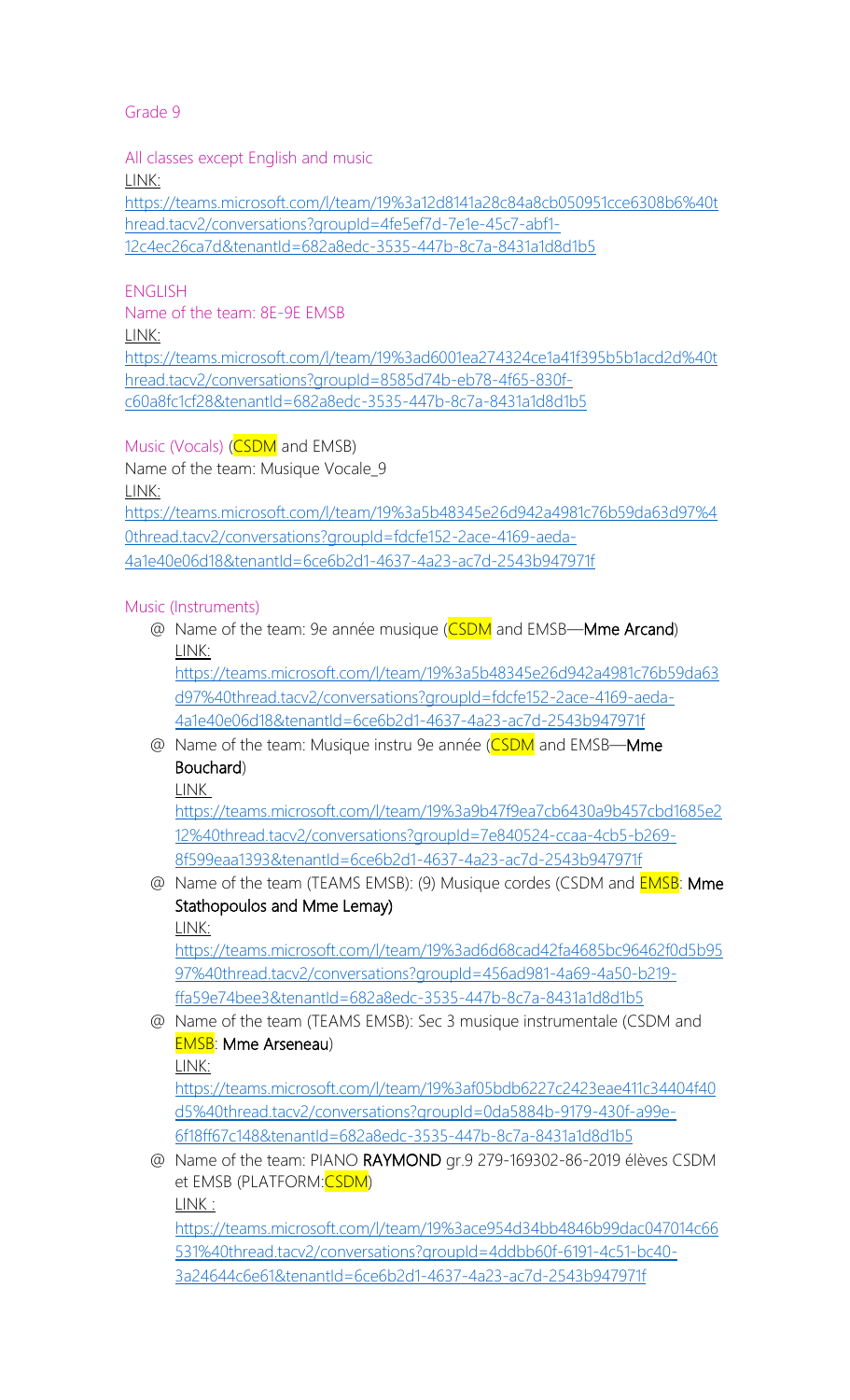Grade 9

All classes except English and music

LINK:

https://teams.microsoft.com/l/team/19%3a12d8141a28c84a8cb050951cce6308b6%40thread.tacv2/conversations?groupId=4fe5ef7d-7e1e-45c7-abf1-12c4ec26ca7d&tenantId=682a8edc-3535-447b-8c7a-8431a1d8d1b5

ENGLISH

Name of the team: 8E-9E EMSB

LINK:

https://teams.microsoft.com/l/team/19%3ad6001ea274324ce1a41f395b5b1acd2d%40thread.tacv2/conversations?groupId=8585d74b-eb78-4f65-830f-c60a8fc1cf28&tenantId=682a8edc-3535-447b-8c7a-8431a1d8d1b5

Music (Vocals) (CSDM and EMSB)

Name of the team: Musique Vocale_9

LINK:

https://teams.microsoft.com/l/team/19%3a5b48345e26d942a4981c76b59da63d97%40thread.tacv2/conversations?groupId=fdcfe152-2ace-4169-aeda-4a1e40e06d18&tenantId=6ce6b2d1-4637-4a23-ac7d-2543b947971f

Music (Instruments)

- Name of the team: 9e année musique (CSDM and EMSB—**Mme Arcand**)
  LINK:
  https://teams.microsoft.com/l/team/19%3a5b48345e26d942a4981c76b59da63d97%40thread.tacv2/conversations?groupId=fdcfe152-2ace-4169-aeda-4a1e40e06d18&tenantId=6ce6b2d1-4637-4a23-ac7d-2543b947971f
- Name of the team: Musique instru 9e année (CSDM and EMSB—**Mme Bouchard**)
  LINK
  https://teams.microsoft.com/l/team/19%3a9b47f9ea7cb6430a9b457cbd1685e212%40thread.tacv2/conversations?groupId=7e840524-ccaa-4cb5-b269-8f599eaa1393&tenantId=6ce6b2d1-4637-4a23-ac7d-2543b947971f
- Name of the team (TEAMS EMSB): (9) Musique cordes (CSDM and EMSB: **Mme Stathopoulos and Mme Lemay)**
  LINK:
  https://teams.microsoft.com/l/team/19%3ad6d68cad42fa4685bc96462f0d5b9597%40thread.tacv2/conversations?groupId=456ad981-4a69-4a50-b219-ffa59e74bee3&tenantId=682a8edc-3535-447b-8c7a-8431a1d8d1b5
- Name of the team (TEAMS EMSB): Sec 3 musique instrumentale (CSDM and EMSB: **Mme Arseneau**)
  LINK:
  https://teams.microsoft.com/l/team/19%3af05bdb6227c2423eae411c34404f40d5%40thread.tacv2/conversations?groupId=0da5884b-9179-430f-a99e-6f18ff67c148&tenantId=682a8edc-3535-447b-8c7a-8431a1d8d1b5
- Name of the team: PIANO **RAYMOND** gr.9 279-169302-86-2019 élèves CSDM et EMSB (PLATFORM:CSDM)
  LINK :
  https://teams.microsoft.com/l/team/19%3ace954d34bb4846b99dac047014c66531%40thread.tacv2/conversations?groupId=4ddbb60f-6191-4c51-bc40-3a24644c6e61&tenantId=6ce6b2d1-4637-4a23-ac7d-2543b947971f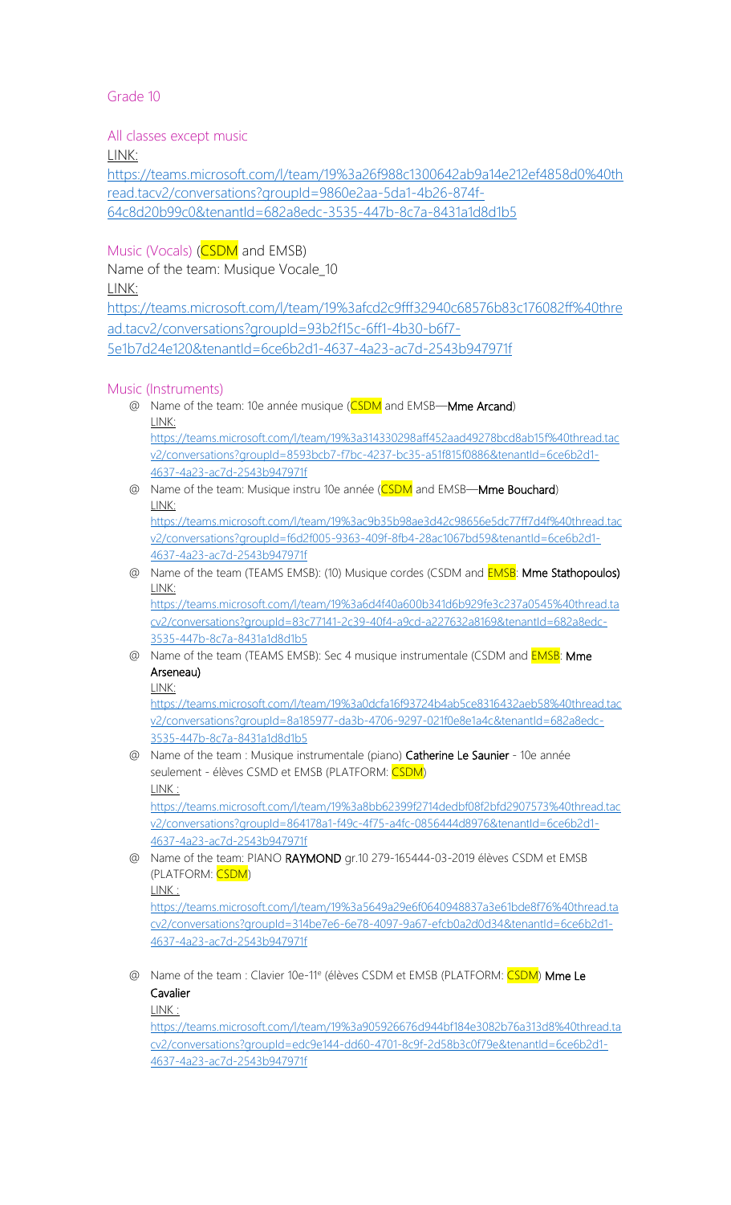## Grade 10

### All classes except music

LINK:
https://teams.microsoft.com/l/team/19%3a26f988c1300642ab9a14e212ef4858d0%40thread.tacv2/conversations?groupId=9860e2aa-5da1-4b26-874f-64c8d20b99c0&tenantId=682a8edc-3535-447b-8c7a-8431a1d8d1b5

### Music (Vocals) (CSDM and EMSB)

Name of the team: Musique Vocale_10

LINK:
https://teams.microsoft.com/l/team/19%3afcd2c9fff32940c68576b83c176082ff%40thread.tacv2/conversations?groupId=93b2f15c-6ff1-4b30-b6f7-5e1b7d24e120&tenantId=6ce6b2d1-4637-4a23-ac7d-2543b947971f

### Music (Instruments)

- @ Name of the team: 10e année musique (CSDM and EMSB—**Mme Arcand**)
  LINK:
  https://teams.microsoft.com/l/team/19%3a314330298aff452aad49278bcd8ab15f%40thread.tacv2/conversations?groupId=8593bcb7-f7bc-4237-bc35-a51f815f0886&tenantId=6ce6b2d1-4637-4a23-ac7d-2543b947971f
- @ Name of the team: Musique instru 10e année (CSDM and EMSB—**Mme Bouchard**)
  LINK:
  https://teams.microsoft.com/l/team/19%3ac9b35b98ae3d42c98656e5dc77ff7d4f%40thread.tacv2/conversations?groupId=f6d2f005-9363-409f-8fb4-28ac1067bd59&tenantId=6ce6b2d1-4637-4a23-ac7d-2543b947971f
- @ Name of the team (TEAMS EMSB): (10) Musique cordes (CSDM and EMSB: **Mme Stathopoulos**)
  LINK:
  https://teams.microsoft.com/l/team/19%3a6d4f40a600b341d6b929fe3c237a0545%40thread.tacv2/conversations?groupId=83c77141-2c39-40f4-a9cd-a227632a8169&tenantId=682a8edc-3535-447b-8c7a-8431a1d8d1b5
- @ Name of the team (TEAMS EMSB): Sec 4 musique instrumentale (CSDM and EMSB: **Mme Arseneau**)
  LINK:
  https://teams.microsoft.com/l/team/19%3a0dcfa16f93724b4ab5ce8316432aeb58%40thread.tacv2/conversations?groupId=8a185977-da3b-4706-9297-021f0e8e1a4c&tenantId=682a8edc-3535-447b-8c7a-8431a1d8d1b5
- @ Name of the team : Musique instrumentale (piano) **Catherine Le Saunier** - 10e année seulement - élèves CSMD et EMSB (PLATFORM: CSDM)
  LINK :
  https://teams.microsoft.com/l/team/19%3a8bb62399f2714dedbf08f2bfd2907573%40thread.tacv2/conversations?groupId=864178a1-f49c-4f75-a4fc-0856444d8976&tenantId=6ce6b2d1-4637-4a23-ac7d-2543b947971f
- @ Name of the team: PIANO **RAYMOND** gr.10 279-165444-03-2019 élèves CSDM et EMSB (PLATFORM: CSDM)
  LINK :
  https://teams.microsoft.com/l/team/19%3a5649a29e6f0640948837a3e61bde8f76%40thread.tacv2/conversations?groupId=314be7e6-6e78-4097-9a67-efcb0a2d0d34&tenantId=6ce6b2d1-4637-4a23-ac7d-2543b947971f
- @ Name of the team : Clavier 10e-11e (élèves CSDM et EMSB (PLATFORM: CSDM) **Mme Le Cavalier**
  LINK :
  https://teams.microsoft.com/l/team/19%3a905926676d944bf184e3082b76a313d8%40thread.tacv2/conversations?groupId=edc9e144-dd60-4701-8c9f-2d58b3c0f79e&tenantId=6ce6b2d1-4637-4a23-ac7d-2543b947971f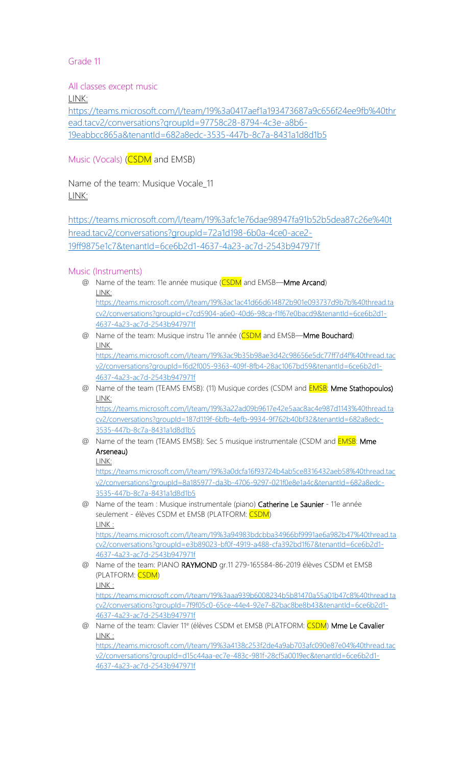Grade 11

All classes except music

LINK:

https://teams.microsoft.com/l/team/19%3a0417aef1a193473687a9c656f24ee9fb%40thread.tacv2/conversations?groupId=97758c28-8794-4c3e-a8b6-19eabbcc865a&tenantId=682a8edc-3535-447b-8c7a-8431a1d8d1b5

Music (Vocals) (CSDM and EMSB)

Name of the team: Musique Vocale_11

LINK:

https://teams.microsoft.com/l/team/19%3afc1e76dae98947fa91b52b5dea87c26e%40thread.tacv2/conversations?groupId=72a1d198-6b0a-4ce0-ace2-19ff9875e1c7&tenantId=6ce6b2d1-4637-4a23-ac7d-2543b947971f

Music (Instruments)

- Name of the team: 11e année musique (CSDM and EMSB—**Mme Arcand**)
  LINK:
  https://teams.microsoft.com/l/team/19%3ac1ac41d66d614872b901e093737d9b7b%40thread.tacv2/conversations?groupId=c7cd5904-a6e0-40d6-98ca-f1f67e0bacd9&tenantId=6ce6b2d1-4637-4a23-ac7d-2543b947971f
- Name of the team: Musique instru 11e année (CSDM and EMSB—**Mme Bouchard**)
  LINK
  https://teams.microsoft.com/l/team/19%3ac9b35b98ae3d42c98656e5dc77ff7d4f%40thread.tacv2/conversations?groupId=f6d2f005-9363-409f-8fb4-28ac1067bd59&tenantId=6ce6b2d1-4637-4a23-ac7d-2543b947971f
- Name of the team (TEAMS EMSB): (11) Musique cordes (CSDM and EMSB: **Mme Stathopoulos)**
  LINK:
  https://teams.microsoft.com/l/team/19%3a22ad09b9617e42e5aac8ac4e987d1143%40thread.tacv2/conversations?groupId=187d119f-6bfb-4efb-9934-9f762b40bf32&tenantId=682a8edc-3535-447b-8c7a-8431a1d8d1b5
- Name of the team (TEAMS EMSB): Sec 5 musique instrumentale (CSDM and EMSB: **Mme Arseneau)**
  LINK:
  https://teams.microsoft.com/l/team/19%3a0dcfa16f93724b4ab5ce8316432aeb58%40thread.tacv2/conversations?groupId=8a185977-da3b-4706-9297-021f0e8e1a4c&tenantId=682a8edc-3535-447b-8c7a-8431a1d8d1b5
- Name of the team : Musique instrumentale (piano) **Catherine Le Saunier** - 11e année seulement - élèves CSDM et EMSB (PLATFORM: CSDM)
  LINK :
  https://teams.microsoft.com/l/team/19%3a94983bdcbba34966bf9991ae6a982b47%40thread.tacv2/conversations?groupId=e3b89023-bf0f-4919-a488-cfa392bd1f67&tenantId=6ce6b2d1-4637-4a23-ac7d-2543b947971f
- Name of the team: PIANO **RAYMOND** gr.11 279-165584-86-2019 élèves CSDM et EMSB (PLATFORM: CSDM)
  LINK :
  https://teams.microsoft.com/l/team/19%3aaa939b6008234b5b81470a55a01b47c8%40thread.tacv2/conversations?groupId=7f9f05c0-65ce-44e4-92e7-82bac8be8b43&tenantId=6ce6b2d1-4637-4a23-ac7d-2543b947971f
- Name of the team: Clavier 11e (élèves CSDM et EMSB (PLATFORM: CSDM) **Mme Le Cavalier**
  LINK :
  https://teams.microsoft.com/l/team/19%3a4138c253f2de4a9ab703afc090e87e04%40thread.tacv2/conversations?groupId=d15c44aa-ec7e-483c-981f-28cf5a0019ec&tenantId=6ce6b2d1-4637-4a23-ac7d-2543b947971f